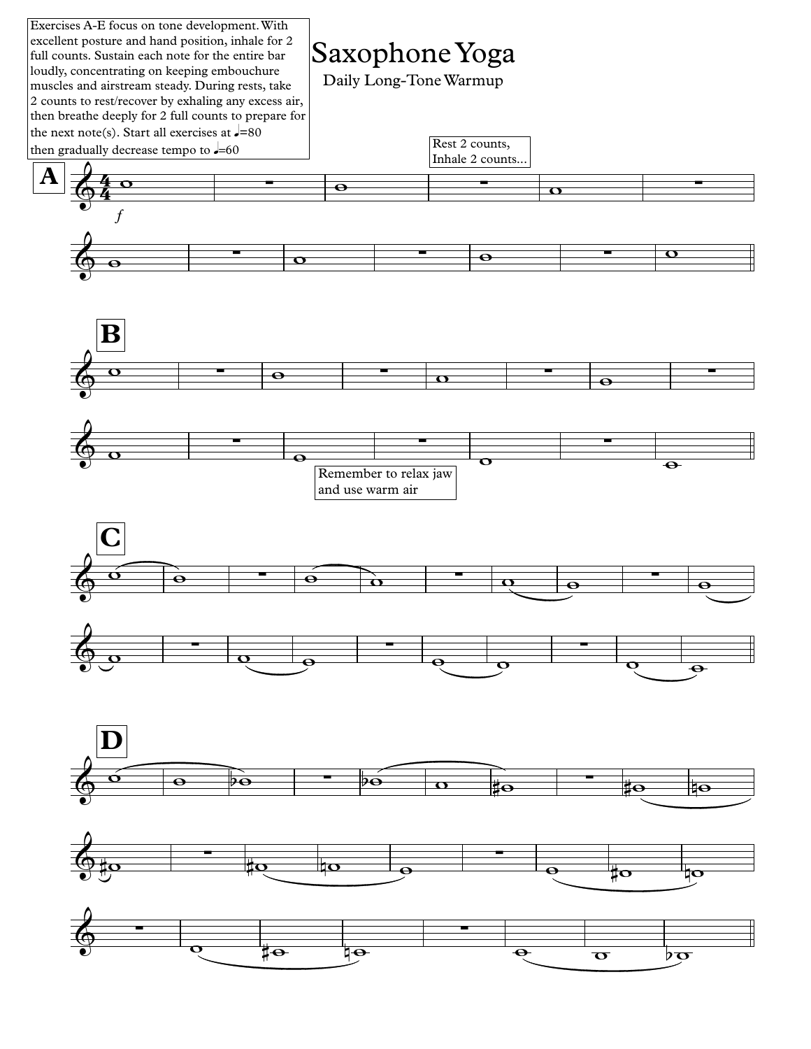# Saxophone Yoga

## Daily Long-Tone Warmup

Exercises A-E focus on tone development. With excellent posture and hand position, inhale for 2 full counts. Sustain each note for the entire bar loudly, concentrating on keeping embouchure muscles and airstream steady. During rests, take 2 counts to rest/recover by exhaling any excess air, then breathe deeply for 2 full counts to prepare for the next note(s). Start all exercises at ♩=80 then gradually decrease tempo to ♩=60

**A**

Rest 2 counts, Inhale 2 counts...

*f*

**B**

Remember to relax jaw and use warm air

**C**

**D**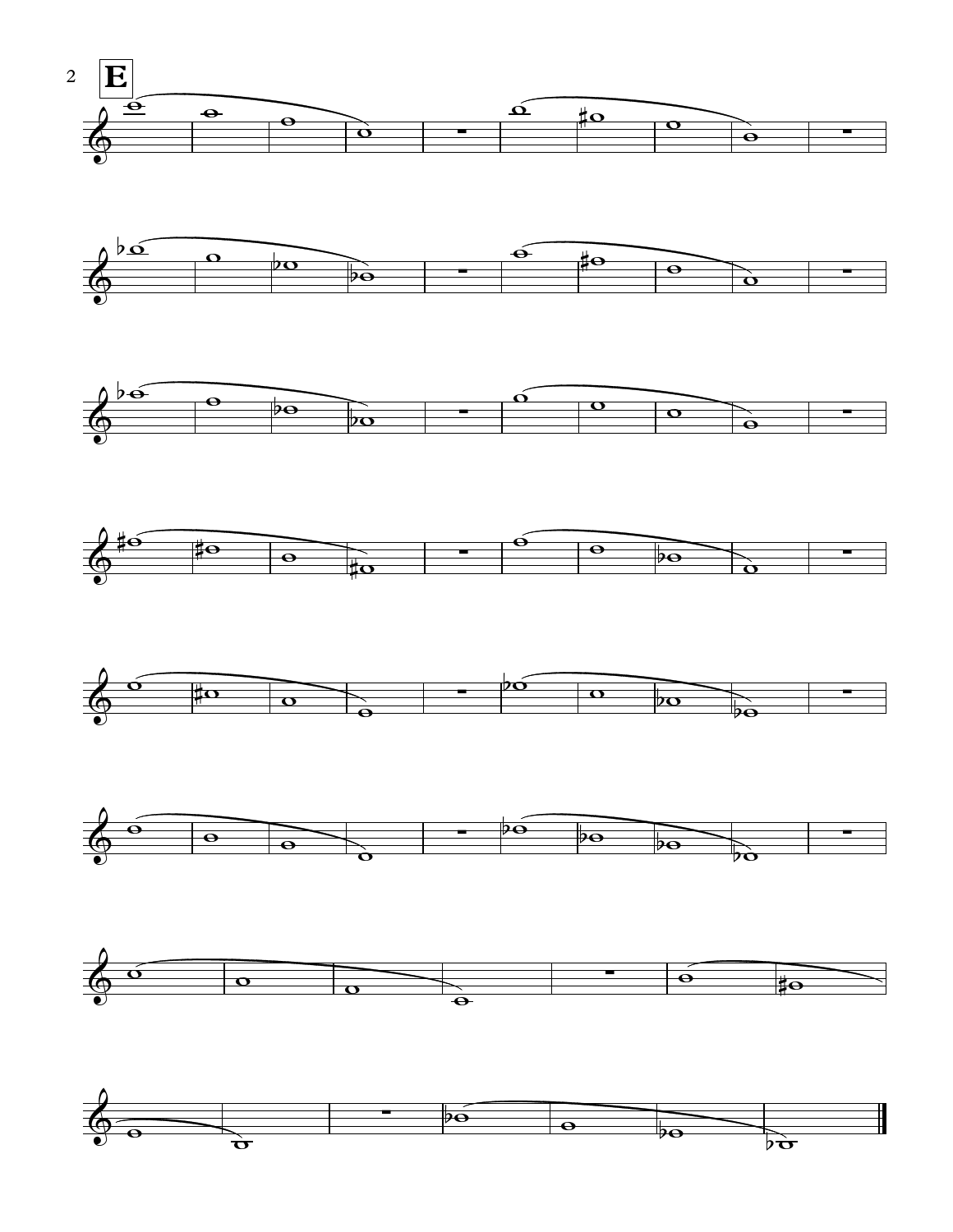**E**